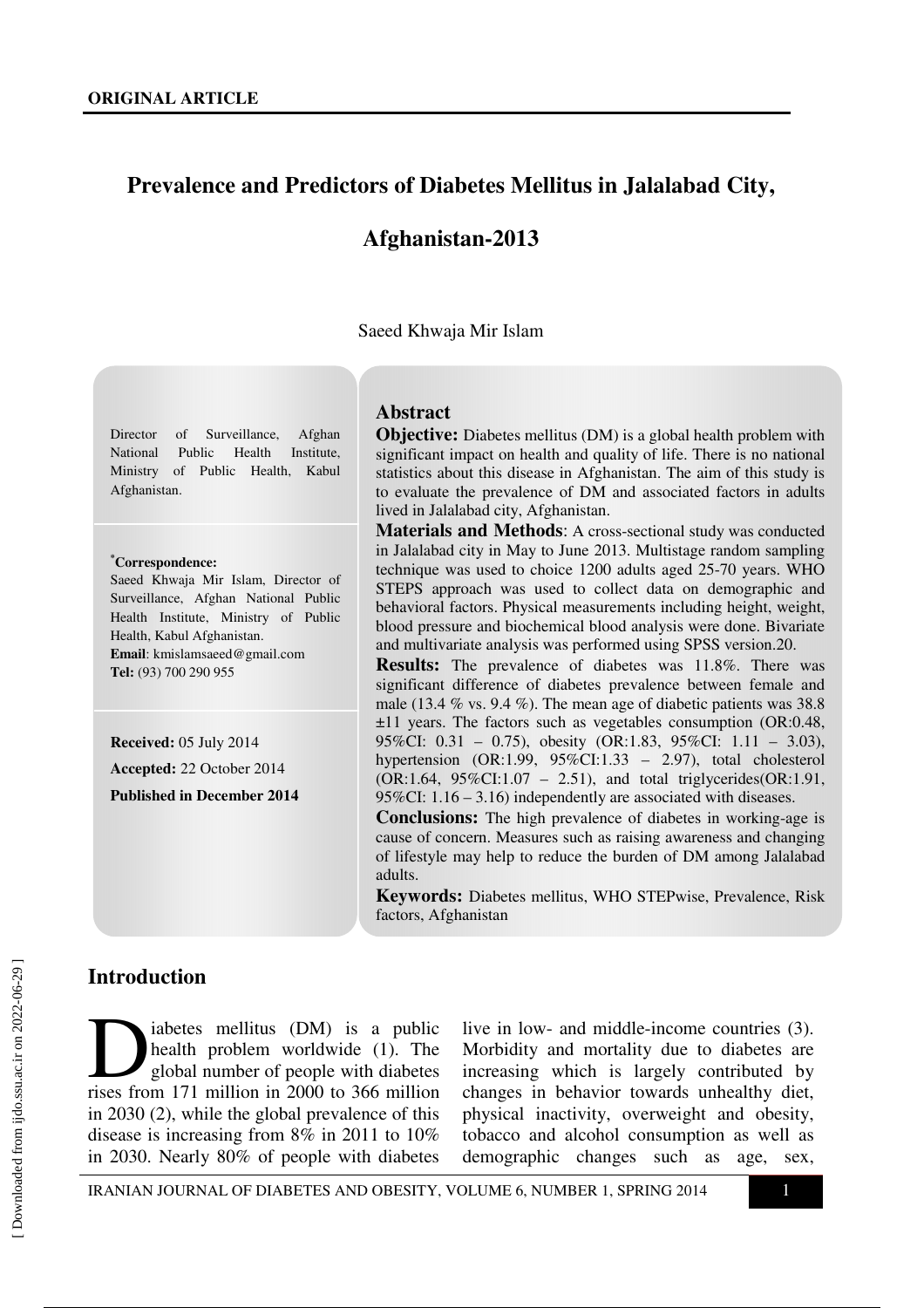**ORIGINAL ARTICLE**

# Prevalence and Predictors of Diabetes Mellitus in Jalalabad City, Afghanistan-2013

Saeed Khwaja Mir Islam

Director of Surveillance, Afghan National Public Health Institute, Ministry of Public Health, Kabul Afghanistan.

***Correspondence:**
Saeed Khwaja Mir Islam, Director of Surveillance, Afghan National Public Health Institute, Ministry of Public Health, Kabul Afghanistan.
**Email**: kmislamsaeed@gmail.com
**Tel:** (93) 700 290 955

**Received:** 05 July 2014
**Accepted:** 22 October 2014
**Published in December 2014**

## Abstract

**Objective:** Diabetes mellitus (DM) is a global health problem with significant impact on health and quality of life. There is no national statistics about this disease in Afghanistan. The aim of this study is to evaluate the prevalence of DM and associated factors in adults lived in Jalalabad city, Afghanistan.

**Materials and Methods**: A cross-sectional study was conducted in Jalalabad city in May to June 2013. Multistage random sampling technique was used to choice 1200 adults aged 25-70 years. WHO STEPS approach was used to collect data on demographic and behavioral factors. Physical measurements including height, weight, blood pressure and biochemical blood analysis were done. Bivariate and multivariate analysis was performed using SPSS version.20.

**Results:** The prevalence of diabetes was 11.8%. There was significant difference of diabetes prevalence between female and male (13.4 % vs. 9.4 %). The mean age of diabetic patients was 38.8 ±11 years. The factors such as vegetables consumption (OR:0.48, 95%CI: 0.31 – 0.75), obesity (OR:1.83, 95%CI: 1.11 – 3.03), hypertension (OR:1.99, 95%CI:1.33 – 2.97), total cholesterol (OR:1.64, 95%CI:1.07 – 2.51), and total triglycerides(OR:1.91, 95%CI: 1.16 – 3.16) independently are associated with diseases.

**Conclusions:** The high prevalence of diabetes in working-age is cause of concern. Measures such as raising awareness and changing of lifestyle may help to reduce the burden of DM among Jalalabad adults.

**Keywords:** Diabetes mellitus, WHO STEPwise, Prevalence, Risk factors, Afghanistan

## Introduction

Diabetes mellitus (DM) is a public health problem worldwide (1). The global number of people with diabetes rises from 171 million in 2000 to 366 million in 2030 (2), while the global prevalence of this disease is increasing from 8% in 2011 to 10% in 2030. Nearly 80% of people with diabetes live in low- and middle-income countries (3). Morbidity and mortality due to diabetes are increasing which is largely contributed by changes in behavior towards unhealthy diet, physical inactivity, overweight and obesity, tobacco and alcohol consumption as well as demographic changes such as age, sex,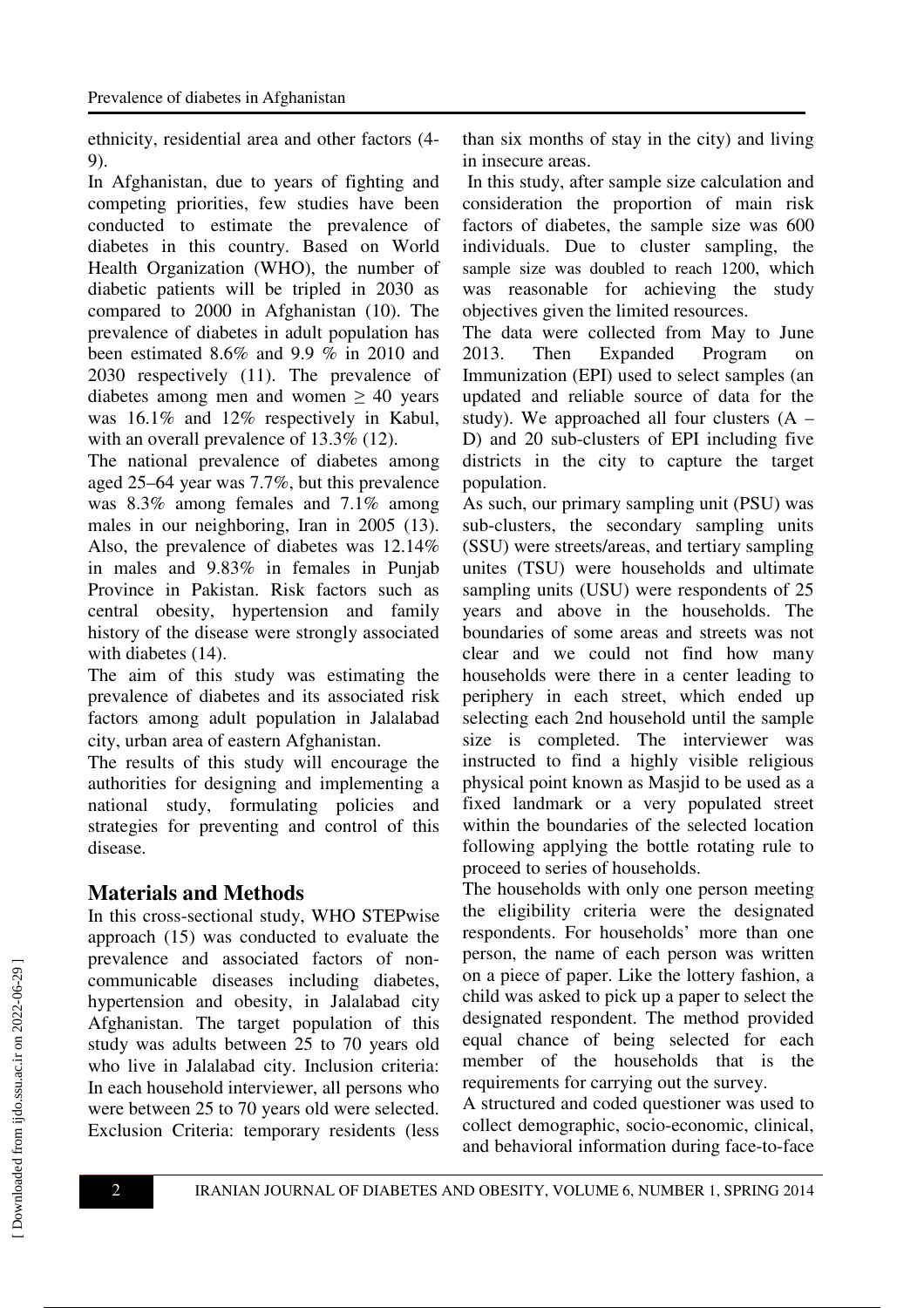ethnicity, residential area and other factors (4-9).

In Afghanistan, due to years of fighting and competing priorities, few studies have been conducted to estimate the prevalence of diabetes in this country. Based on World Health Organization (WHO), the number of diabetic patients will be tripled in 2030 as compared to 2000 in Afghanistan (10). The prevalence of diabetes in adult population has been estimated 8.6% and 9.9 % in 2010 and 2030 respectively (11). The prevalence of diabetes among men and women ≥ 40 years was 16.1% and 12% respectively in Kabul, with an overall prevalence of 13.3% (12).

The national prevalence of diabetes among aged 25–64 year was 7.7%, but this prevalence was 8.3% among females and 7.1% among males in our neighboring, Iran in 2005 (13). Also, the prevalence of diabetes was 12.14% in males and 9.83% in females in Punjab Province in Pakistan. Risk factors such as central obesity, hypertension and family history of the disease were strongly associated with diabetes (14).

The aim of this study was estimating the prevalence of diabetes and its associated risk factors among adult population in Jalalabad city, urban area of eastern Afghanistan.

The results of this study will encourage the authorities for designing and implementing a national study, formulating policies and strategies for preventing and control of this disease.

## Materials and Methods

In this cross-sectional study, WHO STEPwise approach (15) was conducted to evaluate the prevalence and associated factors of non-communicable diseases including diabetes, hypertension and obesity, in Jalalabad city Afghanistan. The target population of this study was adults between 25 to 70 years old who live in Jalalabad city. Inclusion criteria: In each household interviewer, all persons who were between 25 to 70 years old were selected. Exclusion Criteria: temporary residents (less than six months of stay in the city) and living in insecure areas.

In this study, after sample size calculation and consideration the proportion of main risk factors of diabetes, the sample size was 600 individuals. Due to cluster sampling, the sample size was doubled to reach 1200, which was reasonable for achieving the study objectives given the limited resources.

The data were collected from May to June 2013. Then Expanded Program on Immunization (EPI) used to select samples (an updated and reliable source of data for the study). We approached all four clusters (A – D) and 20 sub-clusters of EPI including five districts in the city to capture the target population.

As such, our primary sampling unit (PSU) was sub-clusters, the secondary sampling units (SSU) were streets/areas, and tertiary sampling unites (TSU) were households and ultimate sampling units (USU) were respondents of 25 years and above in the households. The boundaries of some areas and streets was not clear and we could not find how many households were there in a center leading to periphery in each street, which ended up selecting each 2nd household until the sample size is completed. The interviewer was instructed to find a highly visible religious physical point known as Masjid to be used as a fixed landmark or a very populated street within the boundaries of the selected location following applying the bottle rotating rule to proceed to series of households.

The households with only one person meeting the eligibility criteria were the designated respondents. For households' more than one person, the name of each person was written on a piece of paper. Like the lottery fashion, a child was asked to pick up a paper to select the designated respondent. The method provided equal chance of being selected for each member of the households that is the requirements for carrying out the survey.

A structured and coded questioner was used to collect demographic, socio-economic, clinical, and behavioral information during face-to-face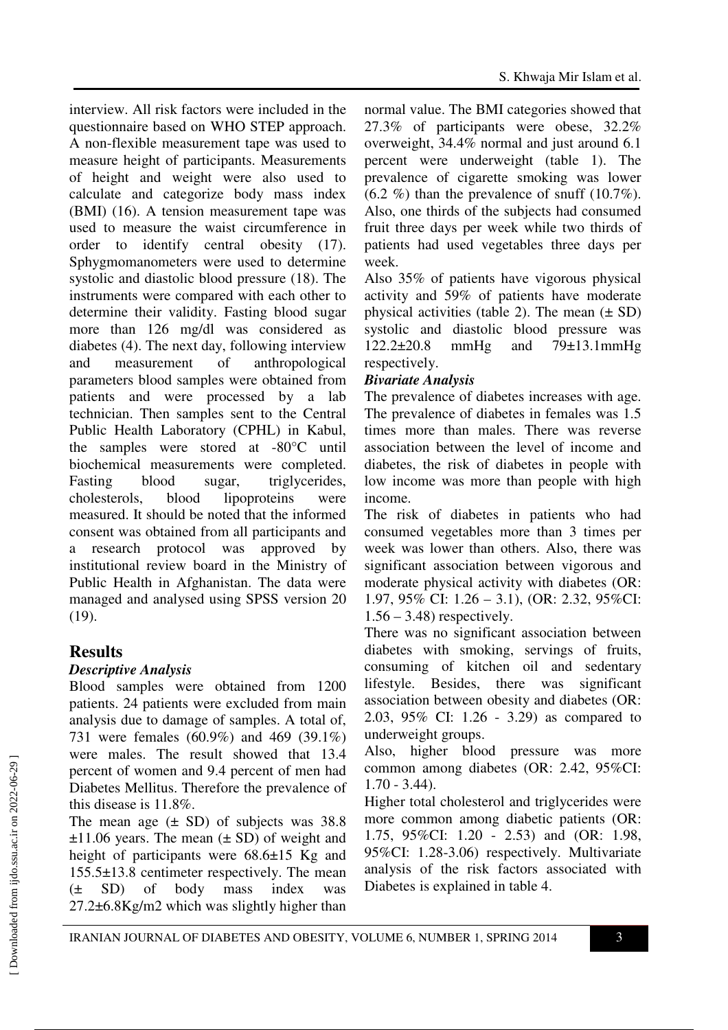interview. All risk factors were included in the questionnaire based on WHO STEP approach. A non-flexible measurement tape was used to measure height of participants. Measurements of height and weight were also used to calculate and categorize body mass index (BMI) (16). A tension measurement tape was used to measure the waist circumference in order to identify central obesity (17). Sphygmomanometers were used to determine systolic and diastolic blood pressure (18). The instruments were compared with each other to determine their validity. Fasting blood sugar more than 126 mg/dl was considered as diabetes (4). The next day, following interview and measurement of anthropological parameters blood samples were obtained from patients and were processed by a lab technician. Then samples sent to the Central Public Health Laboratory (CPHL) in Kabul, the samples were stored at -80°C until biochemical measurements were completed. Fasting blood sugar, triglycerides, cholesterols, blood lipoproteins were measured. It should be noted that the informed consent was obtained from all participants and a research protocol was approved by institutional review board in the Ministry of Public Health in Afghanistan. The data were managed and analysed using SPSS version 20 (19).

## Results

### *Descriptive Analysis*

Blood samples were obtained from 1200 patients. 24 patients were excluded from main analysis due to damage of samples. A total of, 731 were females (60.9%) and 469 (39.1%) were males. The result showed that 13.4 percent of women and 9.4 percent of men had Diabetes Mellitus. Therefore the prevalence of this disease is 11.8%.

The mean age (± SD) of subjects was 38.8 ±11.06 years. The mean (± SD) of weight and height of participants were 68.6±15 Kg and 155.5±13.8 centimeter respectively. The mean (± SD) of body mass index was 27.2±6.8Kg/m2 which was slightly higher than normal value. The BMI categories showed that 27.3% of participants were obese, 32.2% overweight, 34.4% normal and just around 6.1 percent were underweight (table 1). The prevalence of cigarette smoking was lower (6.2 %) than the prevalence of snuff (10.7%). Also, one thirds of the subjects had consumed fruit three days per week while two thirds of patients had used vegetables three days per week.

Also 35% of patients have vigorous physical activity and 59% of patients have moderate physical activities (table 2). The mean (± SD) systolic and diastolic blood pressure was 122.2±20.8 mmHg and 79±13.1mmHg respectively.

### *Bivariate Analysis*

The prevalence of diabetes increases with age. The prevalence of diabetes in females was 1.5 times more than males. There was reverse association between the level of income and diabetes, the risk of diabetes in people with low income was more than people with high income.

The risk of diabetes in patients who had consumed vegetables more than 3 times per week was lower than others. Also, there was significant association between vigorous and moderate physical activity with diabetes (OR: 1.97, 95% CI: 1.26 – 3.1), (OR: 2.32, 95%CI: 1.56 – 3.48) respectively.

There was no significant association between diabetes with smoking, servings of fruits, consuming of kitchen oil and sedentary lifestyle. Besides, there was significant association between obesity and diabetes (OR: 2.03, 95% CI: 1.26 - 3.29) as compared to underweight groups.

Also, higher blood pressure was more common among diabetes (OR: 2.42, 95%CI: 1.70 - 3.44).

Higher total cholesterol and triglycerides were more common among diabetic patients (OR: 1.75, 95%CI: 1.20 - 2.53) and (OR: 1.98, 95%CI: 1.28-3.06) respectively. Multivariate analysis of the risk factors associated with Diabetes is explained in table 4.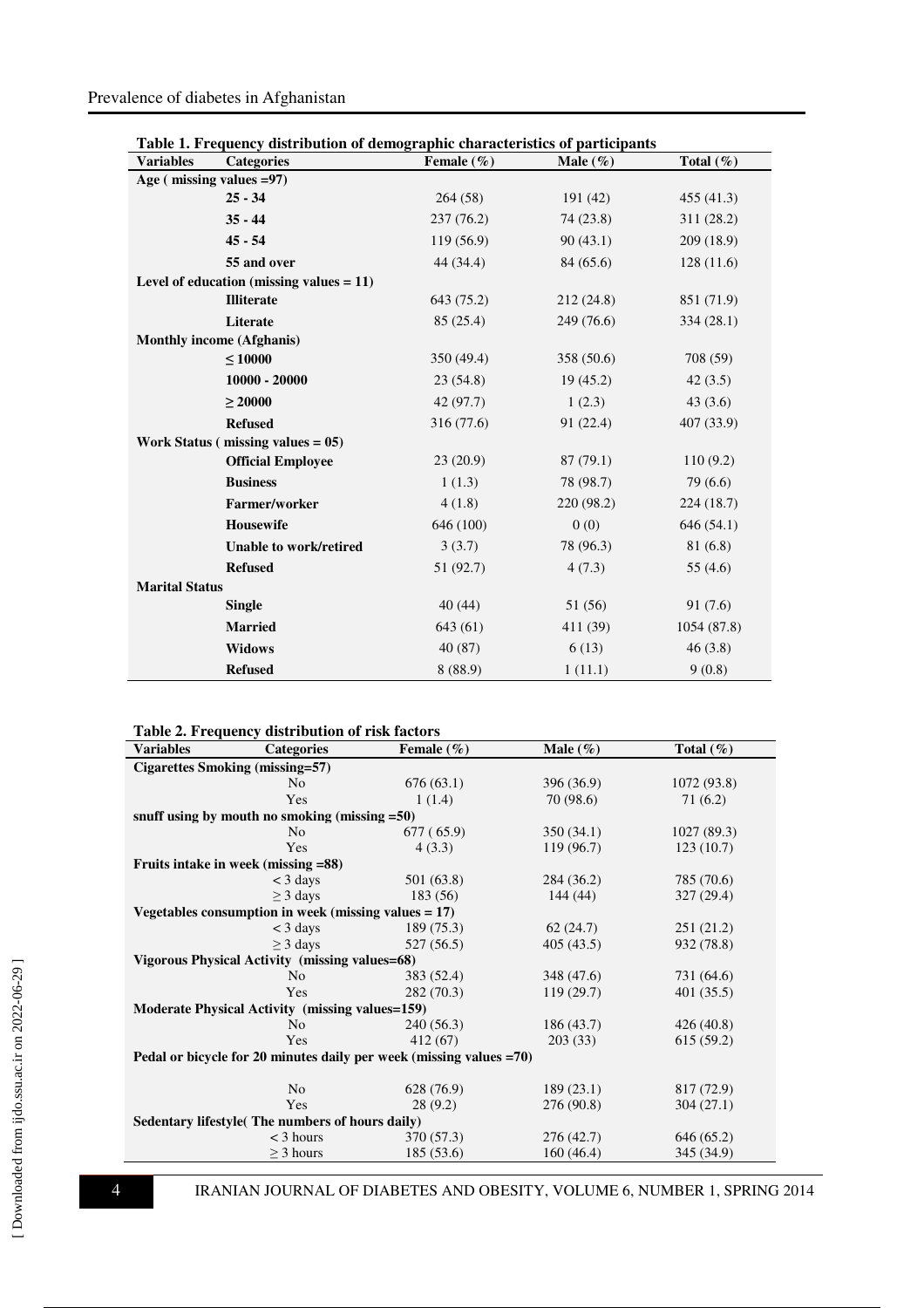**Table 1. Frequency distribution of demographic characteristics of participants**

| Variables | Categories | Female (%) | Male (%) | Total (%) |
|---|---|---|---|---|
| **Age ( missing values =97)** | | | | |
| | **25 - 34** | 264 (58) | 191 (42) | 455 (41.3) |
| | **35 - 44** | 237 (76.2) | 74 (23.8) | 311 (28.2) |
| | **45 - 54** | 119 (56.9) | 90 (43.1) | 209 (18.9) |
| | **55 and over** | 44 (34.4) | 84 (65.6) | 128 (11.6) |
| **Level of education (missing values = 11)** | | | | |
| | **Illiterate** | 643 (75.2) | 212 (24.8) | 851 (71.9) |
| | **Literate** | 85 (25.4) | 249 (76.6) | 334 (28.1) |
| **Monthly income (Afghanis)** | | | | |
| | **≤ 10000** | 350 (49.4) | 358 (50.6) | 708 (59) |
| | **10000 - 20000** | 23 (54.8) | 19 (45.2) | 42 (3.5) |
| | **≥ 20000** | 42 (97.7) | 1 (2.3) | 43 (3.6) |
| | **Refused** | 316 (77.6) | 91 (22.4) | 407 (33.9) |
| **Work Status ( missing values = 05)** | | | | |
| | **Official Employee** | 23 (20.9) | 87 (79.1) | 110 (9.2) |
| | **Business** | 1 (1.3) | 78 (98.7) | 79 (6.6) |
| | **Farmer/worker** | 4 (1.8) | 220 (98.2) | 224 (18.7) |
| | **Housewife** | 646 (100) | 0 (0) | 646 (54.1) |
| | **Unable to work/retired** | 3 (3.7) | 78 (96.3) | 81 (6.8) |
| | **Refused** | 51 (92.7) | 4 (7.3) | 55 (4.6) |
| **Marital Status** | | | | |
| | **Single** | 40 (44) | 51 (56) | 91 (7.6) |
| | **Married** | 643 (61) | 411 (39) | 1054 (87.8) |
| | **Widows** | 40 (87) | 6 (13) | 46 (3.8) |
| | **Refused** | 8 (88.9) | 1 (11.1) | 9 (0.8) |

**Table 2. Frequency distribution of risk factors**

| Variables | Categories | Female (%) | Male (%) | Total (%) |
|---|---|---|---|---|
| **Cigarettes Smoking (missing=57)** | | | | |
| | No | 676 (63.1) | 396 (36.9) | 1072 (93.8) |
| | Yes | 1 (1.4) | 70 (98.6) | 71 (6.2) |
| **snuff using by mouth no smoking (missing =50)** | | | | |
| | No | 677 ( 65.9) | 350 (34.1) | 1027 (89.3) |
| | Yes | 4 (3.3) | 119 (96.7) | 123 (10.7) |
| **Fruits intake in week (missing =88)** | | | | |
| | < 3 days | 501 (63.8) | 284 (36.2) | 785 (70.6) |
| | ≥ 3 days | 183 (56) | 144 (44) | 327 (29.4) |
| **Vegetables consumption in week (missing values = 17)** | | | | |
| | < 3 days | 189 (75.3) | 62 (24.7) | 251 (21.2) |
| | ≥ 3 days | 527 (56.5) | 405 (43.5) | 932 (78.8) |
| **Vigorous Physical Activity (missing values=68)** | | | | |
| | No | 383 (52.4) | 348 (47.6) | 731 (64.6) |
| | Yes | 282 (70.3) | 119 (29.7) | 401 (35.5) |
| **Moderate Physical Activity (missing values=159)** | | | | |
| | No | 240 (56.3) | 186 (43.7) | 426 (40.8) |
| | Yes | 412 (67) | 203 (33) | 615 (59.2) |
| **Pedal or bicycle for 20 minutes daily per week (missing values =70)** | | | | |
| | No | 628 (76.9) | 189 (23.1) | 817 (72.9) |
| | Yes | 28 (9.2) | 276 (90.8) | 304 (27.1) |
| **Sedentary lifestyle( The numbers of hours daily)** | | | | |
| | < 3 hours | 370 (57.3) | 276 (42.7) | 646 (65.2) |
| | ≥ 3 hours | 185 (53.6) | 160 (46.4) | 345 (34.9) |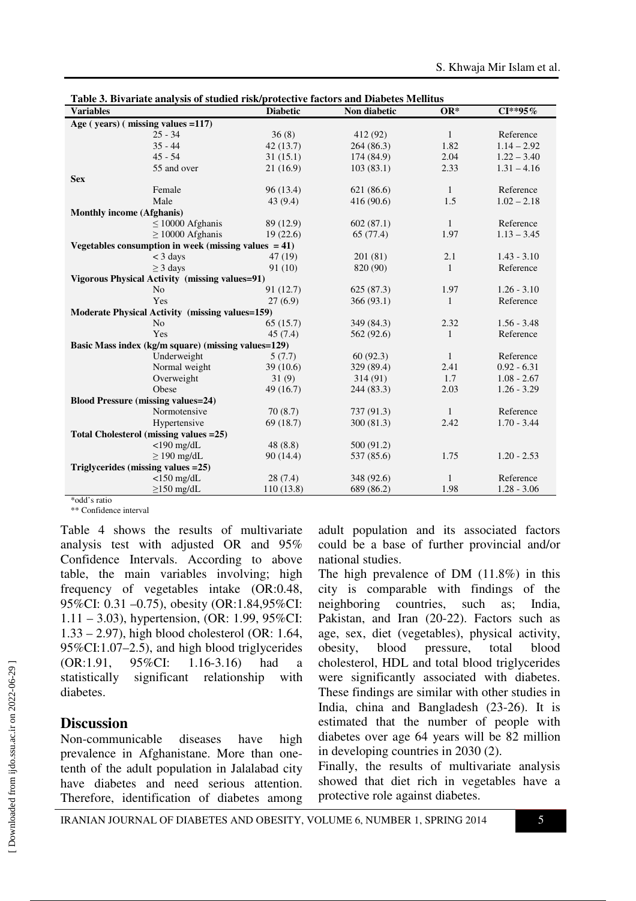**Table 3. Bivariate analysis of studied risk/protective factors and Diabetes Mellitus**

| Variables | | Diabetic | Non diabetic | OR* | CI**95% |
|---|---|---|---|---|---|
| **Age ( years) ( missing values =117)** | | | | | |
| | 25 - 34 | 36 (8) | 412 (92) | 1 | Reference |
| | 35 - 44 | 42 (13.7) | 264 (86.3) | 1.82 | 1.14 – 2.92 |
| | 45 - 54 | 31 (15.1) | 174 (84.9) | 2.04 | 1.22 – 3.40 |
| | 55 and over | 21 (16.9) | 103 (83.1) | 2.33 | 1.31 – 4.16 |
| **Sex** | | | | | |
| | Female | 96 (13.4) | 621 (86.6) | 1 | Reference |
| | Male | 43 (9.4) | 416 (90.6) | 1.5 | 1.02 – 2.18 |
| **Monthly income (Afghanis)** | | | | | |
| | ≤ 10000 Afghanis | 89 (12.9) | 602 (87.1) | 1 | Reference |
| | ≥ 10000 Afghanis | 19 (22.6) | 65 (77.4) | 1.97 | 1.13 – 3.45 |
| **Vegetables consumption in week (missing values = 41)** | | | | | |
| | < 3 days | 47 (19) | 201 (81) | 2.1 | 1.43 - 3.10 |
| | ≥ 3 days | 91 (10) | 820 (90) | 1 | Reference |
| **Vigorous Physical Activity (missing values=91)** | | | | | |
| | No | 91 (12.7) | 625 (87.3) | 1.97 | 1.26 - 3.10 |
| | Yes | 27 (6.9) | 366 (93.1) | 1 | Reference |
| **Moderate Physical Activity (missing values=159)** | | | | | |
| | No | 65 (15.7) | 349 (84.3) | 2.32 | 1.56 - 3.48 |
| | Yes | 45 (7.4) | 562 (92.6) | 1 | Reference |
| **Basic Mass index (kg/m square) (missing values=129)** | | | | | |
| | Underweight | 5 (7.7) | 60 (92.3) | 1 | Reference |
| | Normal weight | 39 (10.6) | 329 (89.4) | 2.41 | 0.92 - 6.31 |
| | Overweight | 31 (9) | 314 (91) | 1.7 | 1.08 - 2.67 |
| | Obese | 49 (16.7) | 244 (83.3) | 2.03 | 1.26 - 3.29 |
| **Blood Pressure (missing values=24)** | | | | | |
| | Normotensive | 70 (8.7) | 737 (91.3) | 1 | Reference |
| | Hypertensive | 69 (18.7) | 300 (81.3) | 2.42 | 1.70 - 3.44 |
| **Total Cholesterol (missing values =25)** | | | | | |
| | <190 mg/dL | 48 (8.8) | 500 (91.2) | | |
| | ≥ 190 mg/dL | 90 (14.4) | 537 (85.6) | 1.75 | 1.20 - 2.53 |
| **Triglycerides (missing values =25)** | | | | | |
| | <150 mg/dL | 28 (7.4) | 348 (92.6) | 1 | Reference |
| | ≥150 mg/dL | 110 (13.8) | 689 (86.2) | 1.98 | 1.28 - 3.06 |

*odd's ratio

** Confidence interval

Table 4 shows the results of multivariate analysis test with adjusted OR and 95% Confidence Intervals. According to above table, the main variables involving; high frequency of vegetables intake (OR:0.48, 95%CI: 0.31 –0.75), obesity (OR:1.84,95%CI: 1.11 – 3.03), hypertension, (OR: 1.99, 95%CI: 1.33 – 2.97), high blood cholesterol (OR: 1.64, 95%CI:1.07–2.5), and high blood triglycerides (OR:1.91, 95%CI: 1.16-3.16) had a statistically significant relationship with diabetes.

## Discussion

Non-communicable diseases have high prevalence in Afghanistane. More than one-tenth of the adult population in Jalalabad city have diabetes and need serious attention. Therefore, identification of diabetes among adult population and its associated factors could be a base of further provincial and/or national studies.

The high prevalence of DM (11.8%) in this city is comparable with findings of the neighboring countries, such as; India, Pakistan, and Iran (20-22). Factors such as age, sex, diet (vegetables), physical activity, obesity, blood pressure, total blood cholesterol, HDL and total blood triglycerides were significantly associated with diabetes. These findings are similar with other studies in India, china and Bangladesh (23-26). It is estimated that the number of people with diabetes over age 64 years will be 82 million in developing countries in 2030 (2).

Finally, the results of multivariate analysis showed that diet rich in vegetables have a protective role against diabetes.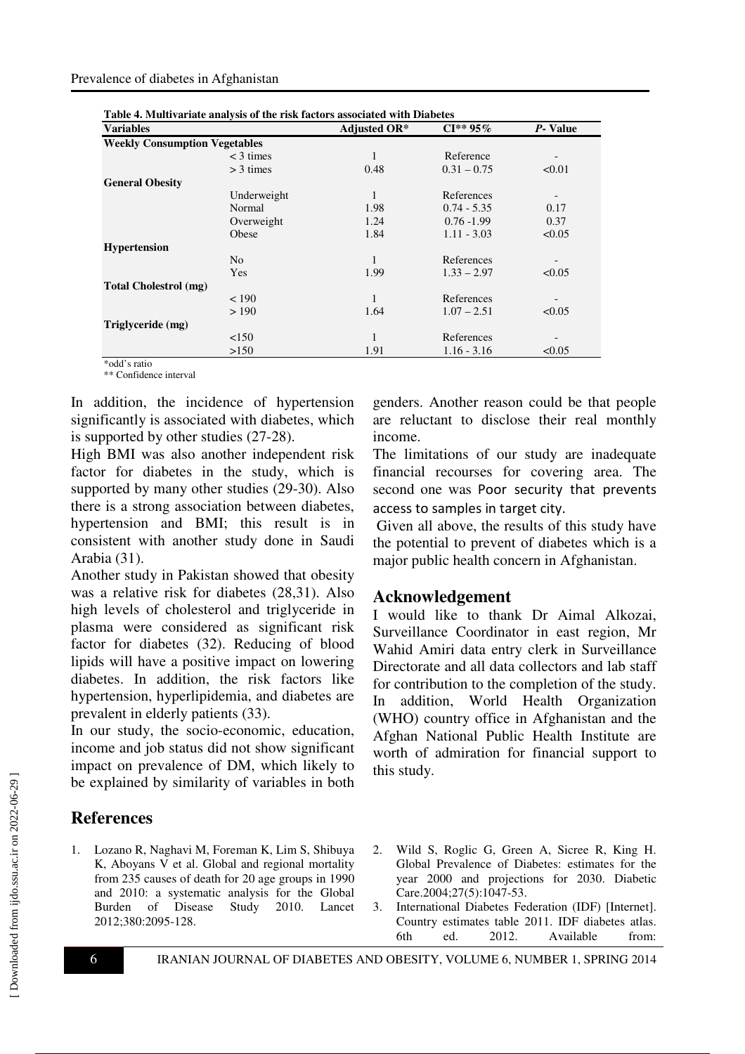**Table 4. Multivariate analysis of the risk factors associated with Diabetes**

| Variables | | Adjusted OR* | CI** 95% | *P*- Value |
|---|---|---|---|---|
| **Weekly Consumption Vegetables** | | | | |
| | < 3 times | 1 | Reference | - |
| | > 3 times | 0.48 | 0.31 – 0.75 | <0.01 |
| **General Obesity** | | | | |
| | Underweight | 1 | References | - |
| | Normal | 1.98 | 0.74 - 5.35 | 0.17 |
| | Overweight | 1.24 | 0.76 -1.99 | 0.37 |
| | Obese | 1.84 | 1.11 - 3.03 | <0.05 |
| **Hypertension** | | | | |
| | No | 1 | References | - |
| | Yes | 1.99 | 1.33 – 2.97 | <0.05 |
| **Total Cholestrol (mg)** | | | | |
| | < 190 | 1 | References | - |
| | > 190 | 1.64 | 1.07 – 2.51 | <0.05 |
| **Triglyceride (mg)** | | | | |
| | <150 | 1 | References | - |
| | >150 | 1.91 | 1.16 - 3.16 | <0.05 |

*odd's ratio
** Confidence interval

In addition, the incidence of hypertension significantly is associated with diabetes, which is supported by other studies (27-28).

High BMI was also another independent risk factor for diabetes in the study, which is supported by many other studies (29-30). Also there is a strong association between diabetes, hypertension and BMI; this result is in consistent with another study done in Saudi Arabia (31).

Another study in Pakistan showed that obesity was a relative risk for diabetes (28,31). Also high levels of cholesterol and triglyceride in plasma were considered as significant risk factor for diabetes (32). Reducing of blood lipids will have a positive impact on lowering diabetes. In addition, the risk factors like hypertension, hyperlipidemia, and diabetes are prevalent in elderly patients (33).

In our study, the socio-economic, education, income and job status did not show significant impact on prevalence of DM, which likely to be explained by similarity of variables in both genders. Another reason could be that people are reluctant to disclose their real monthly income.

The limitations of our study are inadequate financial recourses for covering area. The second one was Poor security that prevents access to samples in target city.

Given all above, the results of this study have the potential to prevent of diabetes which is a major public health concern in Afghanistan.

## Acknowledgement

I would like to thank Dr Aimal Alkozai, Surveillance Coordinator in east region, Mr Wahid Amiri data entry clerk in Surveillance Directorate and all data collectors and lab staff for contribution to the completion of the study. In addition, World Health Organization (WHO) country office in Afghanistan and the Afghan National Public Health Institute are worth of admiration for financial support to this study.

## References

1. Lozano R, Naghavi M, Foreman K, Lim S, Shibuya K, Aboyans V et al. Global and regional mortality from 235 causes of death for 20 age groups in 1990 and 2010: a systematic analysis for the Global Burden of Disease Study 2010. Lancet 2012;380:2095-128.
2. Wild S, Roglic G, Green A, Sicree R, King H. Global Prevalence of Diabetes: estimates for the year 2000 and projections for 2030. Diabetic Care.2004;27(5):1047-53.
3. International Diabetes Federation (IDF) [Internet]. Country estimates table 2011. IDF diabetes atlas. 6th ed. 2012. Available from: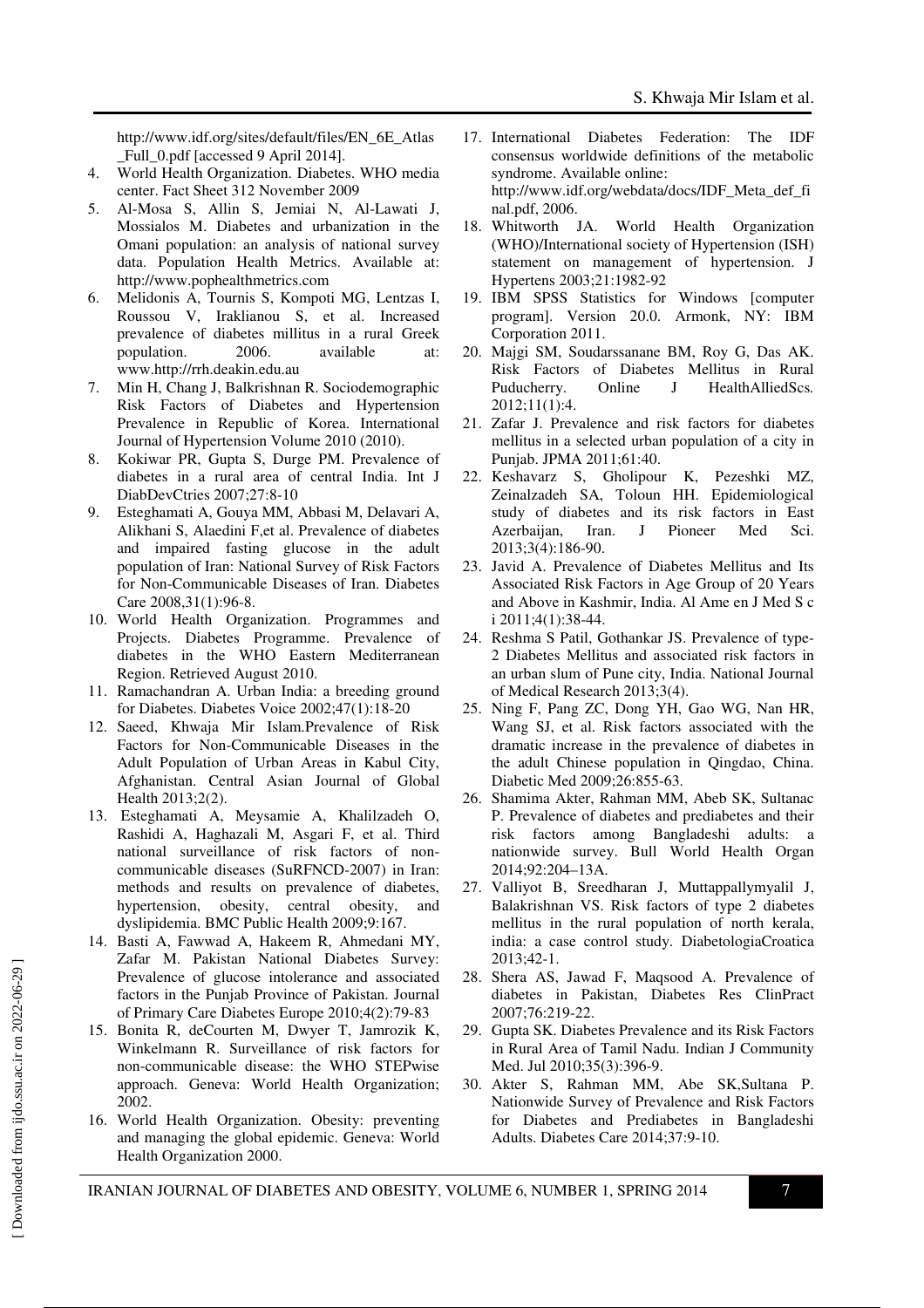http://www.idf.org/sites/default/files/EN_6E_Atlas_Full_0.pdf [accessed 9 April 2014].

4. World Health Organization. Diabetes. WHO media center. Fact Sheet 312 November 2009
5. Al-Mosa S, Allin S, Jemiai N, Al-Lawati J, Mossialos M. Diabetes and urbanization in the Omani population: an analysis of national survey data. Population Health Metrics. Available at: http://www.pophealthmetrics.com
6. Melidonis A, Tournis S, Kompoti MG, Lentzas I, Roussou V, Iraklianou S, et al. Increased prevalence of diabetes millitus in a rural Greek population. 2006. available at: www.http://rrh.deakin.edu.au
7. Min H, Chang J, Balkrishnan R. Sociodemographic Risk Factors of Diabetes and Hypertension Prevalence in Republic of Korea. International Journal of Hypertension Volume 2010 (2010).
8. Kokiwar PR, Gupta S, Durge PM. Prevalence of diabetes in a rural area of central India. Int J DiabDevCtries 2007;27:8-10
9. Esteghamati A, Gouya MM, Abbasi M, Delavari A, Alikhani S, Alaedini F,et al. Prevalence of diabetes and impaired fasting glucose in the adult population of Iran: National Survey of Risk Factors for Non-Communicable Diseases of Iran. Diabetes Care 2008,31(1):96-8.
10. World Health Organization. Programmes and Projects. Diabetes Programme. Prevalence of diabetes in the WHO Eastern Mediterranean Region. Retrieved August 2010.
11. Ramachandran A. Urban India: a breeding ground for Diabetes. Diabetes Voice 2002;47(1):18-20
12. Saeed, Khwaja Mir Islam.Prevalence of Risk Factors for Non-Communicable Diseases in the Adult Population of Urban Areas in Kabul City, Afghanistan. Central Asian Journal of Global Health 2013;2(2).
13. Esteghamati A, Meysamie A, Khalilzadeh O, Rashidi A, Haghazali M, Asgari F, et al. Third national surveillance of risk factors of non-communicable diseases (SuRFNCD-2007) in Iran: methods and results on prevalence of diabetes, hypertension, obesity, central obesity, and dyslipidemia. BMC Public Health 2009;9:167.
14. Basti A, Fawwad A, Hakeem R, Ahmedani MY, Zafar M. Pakistan National Diabetes Survey: Prevalence of glucose intolerance and associated factors in the Punjab Province of Pakistan. Journal of Primary Care Diabetes Europe 2010;4(2):79-83
15. Bonita R, deCourten M, Dwyer T, Jamrozik K, Winkelmann R. Surveillance of risk factors for non-communicable disease: the WHO STEPwise approach. Geneva: World Health Organization; 2002.
16. World Health Organization. Obesity: preventing and managing the global epidemic. Geneva: World Health Organization 2000.
17. International Diabetes Federation: The IDF consensus worldwide definitions of the metabolic syndrome. Available online: http://www.idf.org/webdata/docs/IDF_Meta_def_final.pdf, 2006.
18. Whitworth JA. World Health Organization (WHO)/International society of Hypertension (ISH) statement on management of hypertension. J Hypertens 2003;21:1982-92
19. IBM SPSS Statistics for Windows [computer program]. Version 20.0. Armonk, NY: IBM Corporation 2011.
20. Majgi SM, Soudarssanane BM, Roy G, Das AK. Risk Factors of Diabetes Mellitus in Rural Puducherry. Online J HealthAlliedScs. 2012;11(1):4.
21. Zafar J. Prevalence and risk factors for diabetes mellitus in a selected urban population of a city in Punjab. JPMA 2011;61:40.
22. Keshavarz S, Gholipour K, Pezeshki MZ, Zeinalzadeh SA, Toloun HH. Epidemiological study of diabetes and its risk factors in East Azerbaijan, Iran. J Pioneer Med Sci. 2013;3(4):186-90.
23. Javid A. Prevalence of Diabetes Mellitus and Its Associated Risk Factors in Age Group of 20 Years and Above in Kashmir, India. Al Ame en J Med S c i 2011;4(1):38-44.
24. Reshma S Patil, Gothankar JS. Prevalence of type-2 Diabetes Mellitus and associated risk factors in an urban slum of Pune city, India. National Journal of Medical Research 2013;3(4).
25. Ning F, Pang ZC, Dong YH, Gao WG, Nan HR, Wang SJ, et al. Risk factors associated with the dramatic increase in the prevalence of diabetes in the adult Chinese population in Qingdao, China. Diabetic Med 2009;26:855-63.
26. Shamima Akter, Rahman MM, Abeb SK, Sultanac P. Prevalence of diabetes and prediabetes and their risk factors among Bangladeshi adults: a nationwide survey. Bull World Health Organ 2014;92:204–13A.
27. Valliyot B, Sreedharan J, Muttappallymyalil J, Balakrishnan VS. Risk factors of type 2 diabetes mellitus in the rural population of north kerala, india: a case control study. DiabetologiaCroatica 2013;42-1.
28. Shera AS, Jawad F, Maqsood A. Prevalence of diabetes in Pakistan, Diabetes Res ClinPract 2007;76:219-22.
29. Gupta SK. Diabetes Prevalence and its Risk Factors in Rural Area of Tamil Nadu. Indian J Community Med. Jul 2010;35(3):396-9.
30. Akter S, Rahman MM, Abe SK,Sultana P. Nationwide Survey of Prevalence and Risk Factors for Diabetes and Prediabetes in Bangladeshi Adults. Diabetes Care 2014;37:9-10.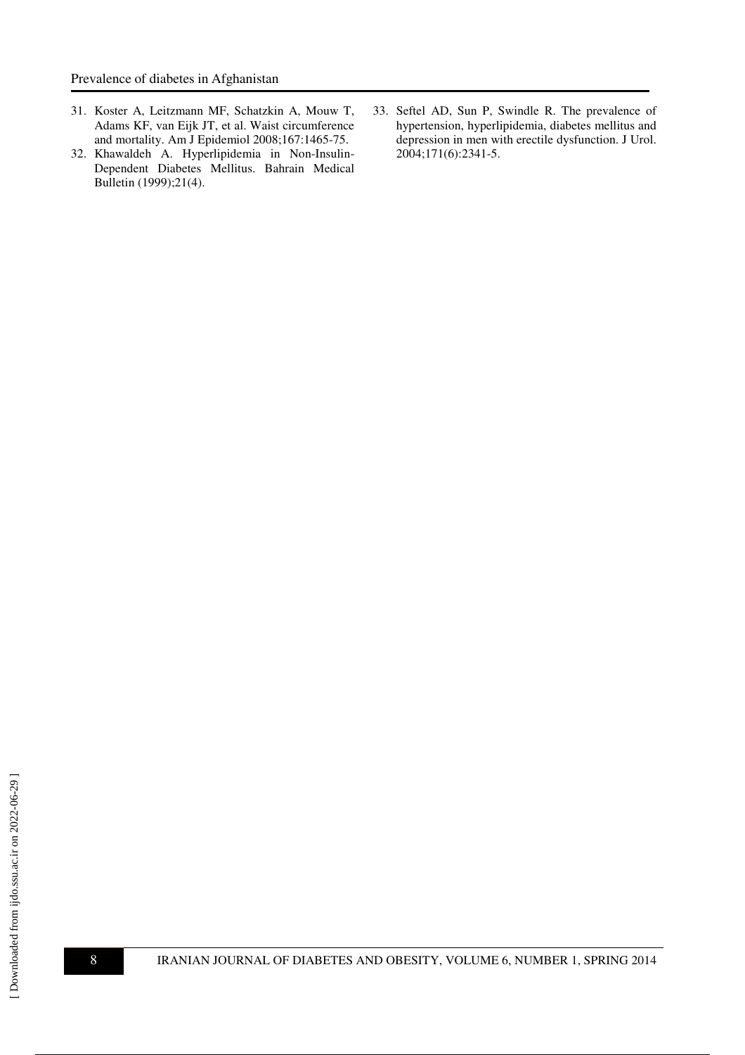31. Koster A, Leitzmann MF, Schatzkin A, Mouw T, Adams KF, van Eijk JT, et al. Waist circumference and mortality. Am J Epidemiol 2008;167:1465-75.
32. Khawaldeh A. Hyperlipidemia in Non-Insulin-Dependent Diabetes Mellitus. Bahrain Medical Bulletin (1999);21(4).
33. Seftel AD, Sun P, Swindle R. The prevalence of hypertension, hyperlipidemia, diabetes mellitus and depression in men with erectile dysfunction. J Urol. 2004;171(6):2341-5.